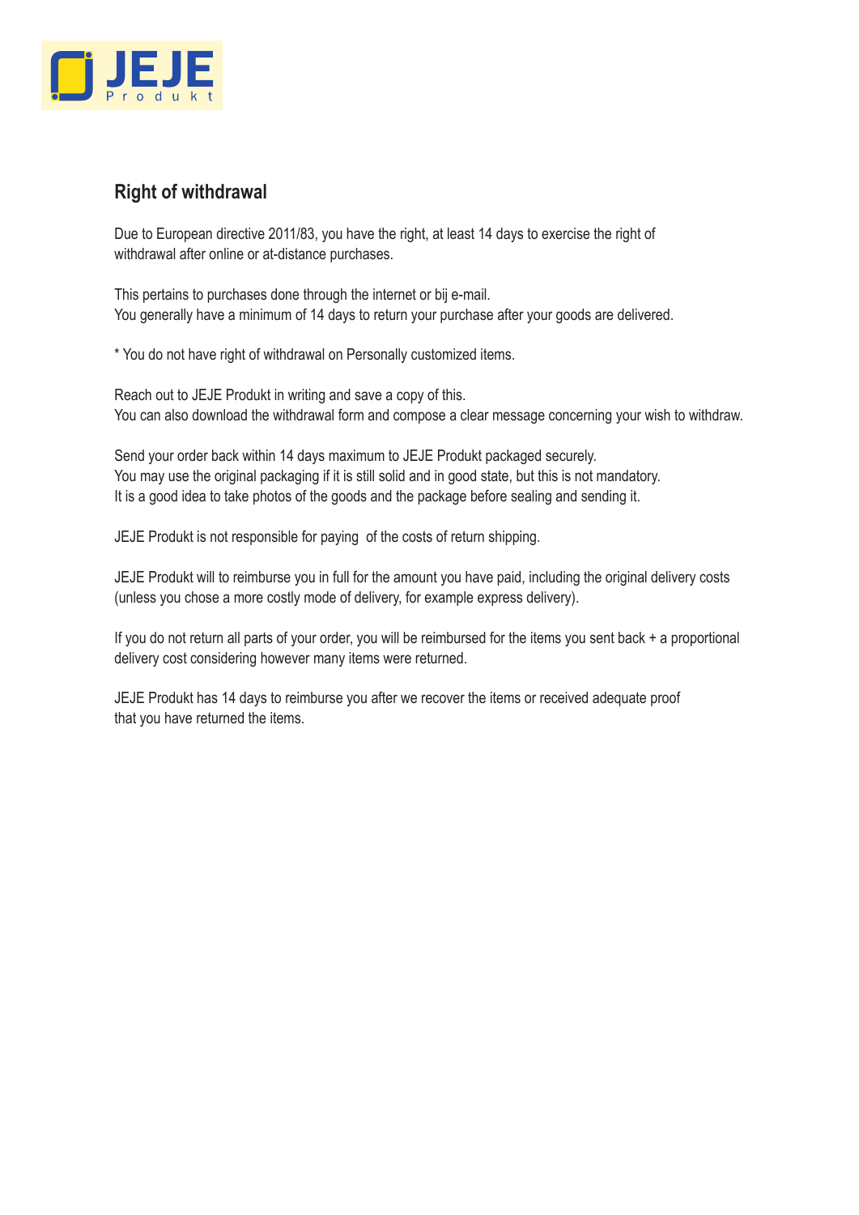JEJE Produkt

## Right of withdrawal

Due to European directive 2011/83, you have the right, at least 14 days to exercise the right of withdrawal after online or at-distance purchases.

This pertains to purchases done through the internet or bij e-mail.
You generally have a minimum of 14 days to return your purchase after your goods are delivered.

* You do not have right of withdrawal on Personally customized items.

Reach out to JEJE Produkt in writing and save a copy of this.
You can also download the withdrawal form and compose a clear message concerning your wish to withdraw.

Send your order back within 14 days maximum to JEJE Produkt packaged securely.
You may use the original packaging if it is still solid and in good state, but this is not mandatory.
It is a good idea to take photos of the goods and the package before sealing and sending it.

JEJE Produkt is not responsible for paying  of the costs of return shipping.

JEJE Produkt will to reimburse you in full for the amount you have paid, including the original delivery costs (unless you chose a more costly mode of delivery, for example express delivery).

If you do not return all parts of your order, you will be reimbursed for the items you sent back + a proportional delivery cost considering however many items were returned.

JEJE Produkt has 14 days to reimburse you after we recover the items or received adequate proof that you have returned the items.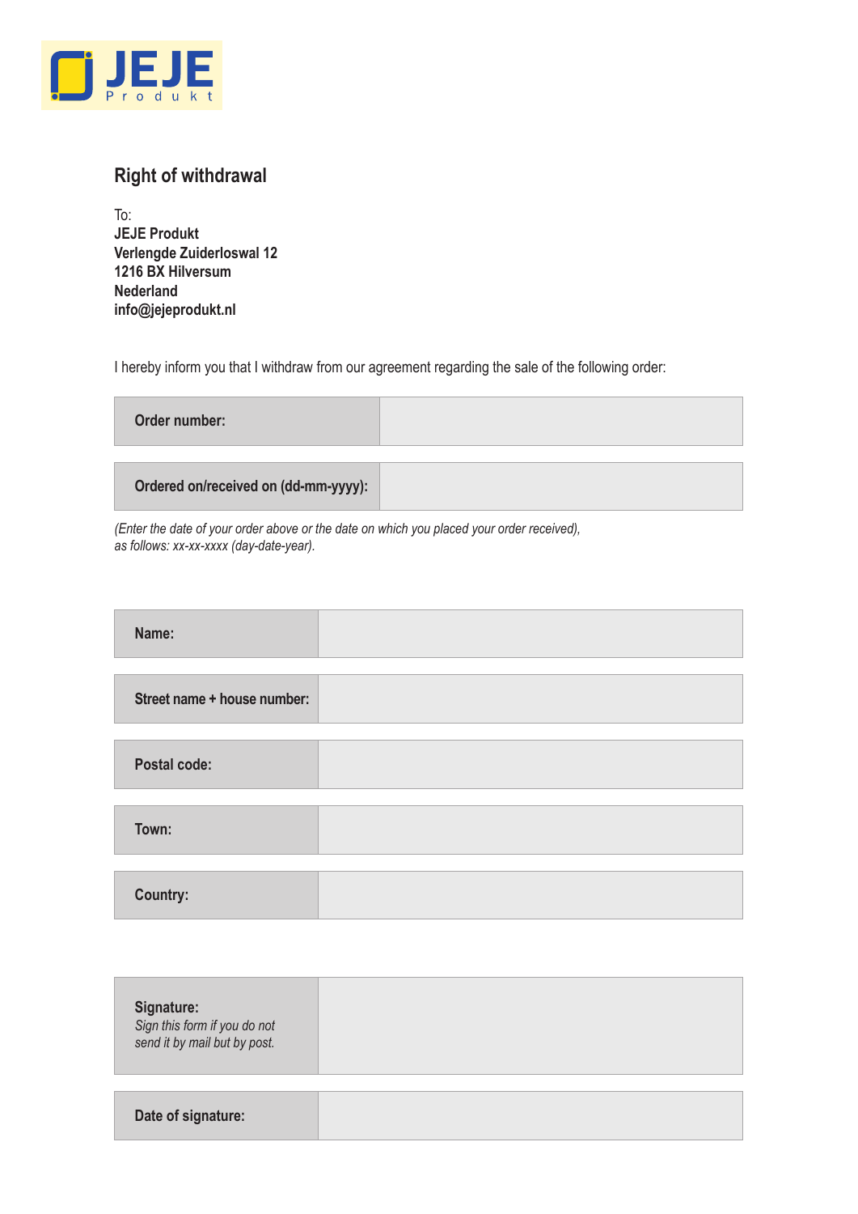JEJE Produkt

## Right of withdrawal

To:
**JEJE Produkt**
**Verlengde Zuiderloswal 12**
**1216 BX Hilversum**
**Nederland**
**info@jejeprodukt.nl**

I hereby inform you that I withdraw from our agreement regarding the sale of the following order:

| | |
|---|---|
| **Order number:** | |

| | |
|---|---|
| **Ordered on/received on (dd-mm-yyyy):** | |

*(Enter the date of your order above or the date on which you placed your order received), as follows: xx-xx-xxxx (day-date-year).*

| | |
|---|---|
| **Name:** | |
| **Street name + house number:** | |
| **Postal code:** | |
| **Town:** | |
| **Country:** | |

| | |
|---|---|
| **Signature:** *Sign this form if you do not send it by mail but by post.* | |
| **Date of signature:** | |